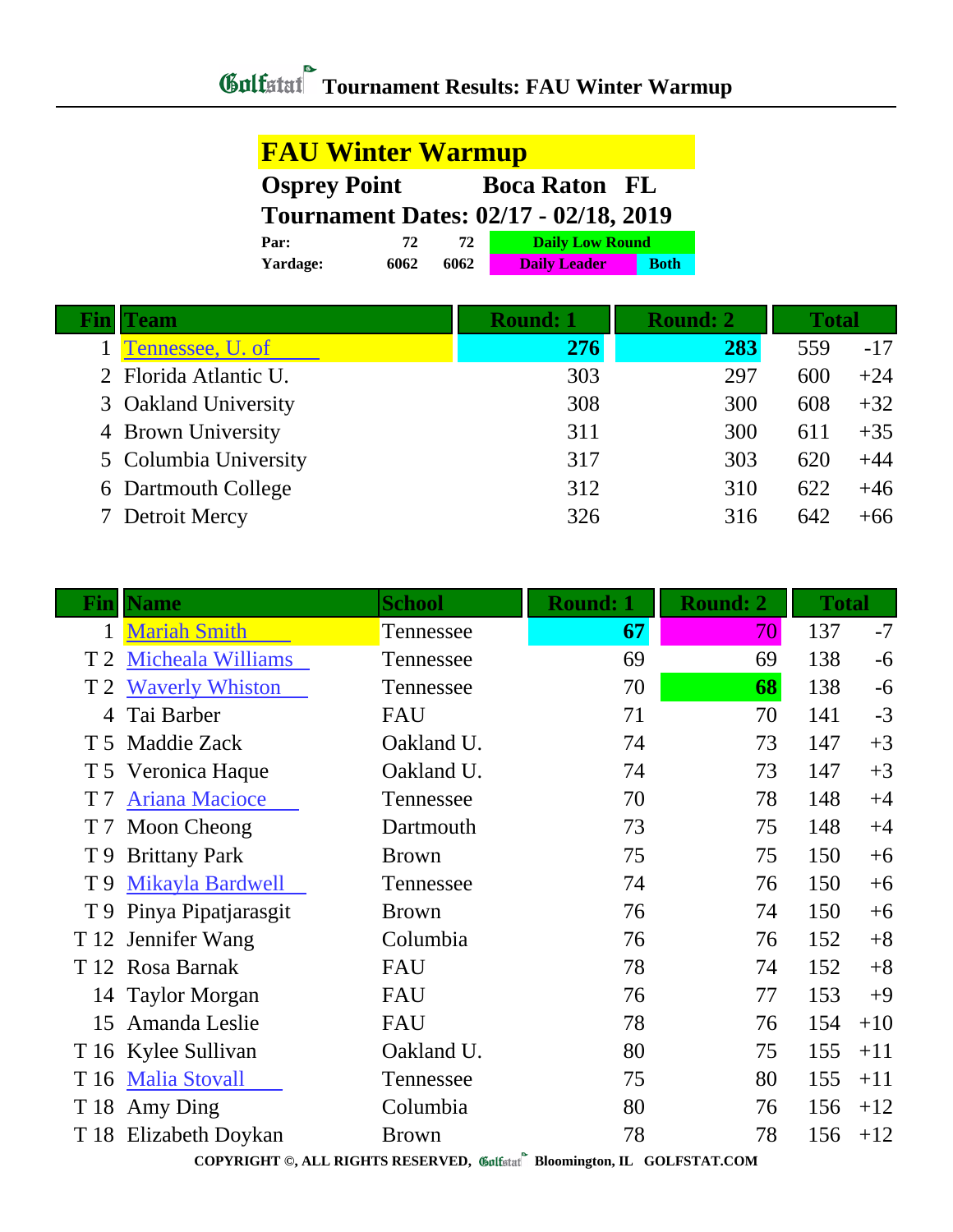# Tournament Results: FAU Winter Warmup

## FAU Winter Warmup

**Osprey Point** **Boca Raton FL**

**Tournament Dates: 02/17 - 02/18, 2019**

| | | |
|---|---|---|
| **Par:** | **72** | **72** |
| **Yardage:** | **6062** | **6062** |

Daily Low Round | Daily Leader | Both

| Fin | Team | Round: 1 | Round: 2 | Total | |
|---|---|---|---|---|---|
| 1 | Tennessee, U. of | **276** | **283** | 559 | -17 |
| 2 | Florida Atlantic U. | 303 | 297 | 600 | +24 |
| 3 | Oakland University | 308 | 300 | 608 | +32 |
| 4 | Brown University | 311 | 300 | 611 | +35 |
| 5 | Columbia University | 317 | 303 | 620 | +44 |
| 6 | Dartmouth College | 312 | 310 | 622 | +46 |
| 7 | Detroit Mercy | 326 | 316 | 642 | +66 |

| Fin | Name | School | Round: 1 | Round: 2 | Total | |
|---|---|---|---|---|---|---|
| 1 | Mariah Smith | Tennessee | **67** | **70** | 137 | -7 |
| T 2 | Micheala Williams | Tennessee | 69 | 69 | 138 | -6 |
| T 2 | Waverly Whiston | Tennessee | 70 | **68** | 138 | -6 |
| 4 | Tai Barber | FAU | 71 | 70 | 141 | -3 |
| T 5 | Maddie Zack | Oakland U. | 74 | 73 | 147 | +3 |
| T 5 | Veronica Haque | Oakland U. | 74 | 73 | 147 | +3 |
| T 7 | Ariana Macioce | Tennessee | 70 | 78 | 148 | +4 |
| T 7 | Moon Cheong | Dartmouth | 73 | 75 | 148 | +4 |
| T 9 | Brittany Park | Brown | 75 | 75 | 150 | +6 |
| T 9 | Mikayla Bardwell | Tennessee | 74 | 76 | 150 | +6 |
| T 9 | Pinya Pipatjarasgit | Brown | 76 | 74 | 150 | +6 |
| T 12 | Jennifer Wang | Columbia | 76 | 76 | 152 | +8 |
| T 12 | Rosa Barnak | FAU | 78 | 74 | 152 | +8 |
| 14 | Taylor Morgan | FAU | 76 | 77 | 153 | +9 |
| 15 | Amanda Leslie | FAU | 78 | 76 | 154 | +10 |
| T 16 | Kylee Sullivan | Oakland U. | 80 | 75 | 155 | +11 |
| T 16 | Malia Stovall | Tennessee | 75 | 80 | 155 | +11 |
| T 18 | Amy Ding | Columbia | 80 | 76 | 156 | +12 |
| T 18 | Elizabeth Doykan | Brown | 78 | 78 | 156 | +12 |

COPYRIGHT ©, ALL RIGHTS RESERVED, Golfstat Bloomington, IL GOLFSTAT.COM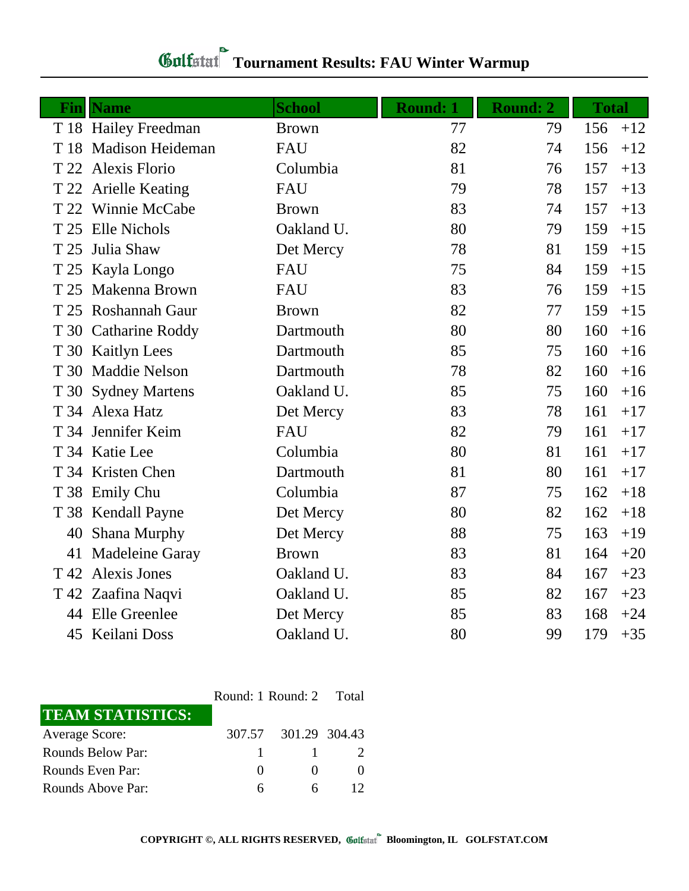# Golfstat Tournament Results: FAU Winter Warmup

| Fin | Name | School | Round: 1 | Round: 2 | Total | |
|---|---|---|---|---|---|---|
| T 18 | Hailey Freedman | Brown | 77 | 79 | 156 | +12 |
| T 18 | Madison Heideman | FAU | 82 | 74 | 156 | +12 |
| T 22 | Alexis Florio | Columbia | 81 | 76 | 157 | +13 |
| T 22 | Arielle Keating | FAU | 79 | 78 | 157 | +13 |
| T 22 | Winnie McCabe | Brown | 83 | 74 | 157 | +13 |
| T 25 | Elle Nichols | Oakland U. | 80 | 79 | 159 | +15 |
| T 25 | Julia Shaw | Det Mercy | 78 | 81 | 159 | +15 |
| T 25 | Kayla Longo | FAU | 75 | 84 | 159 | +15 |
| T 25 | Makenna Brown | FAU | 83 | 76 | 159 | +15 |
| T 25 | Roshannah Gaur | Brown | 82 | 77 | 159 | +15 |
| T 30 | Catharine Roddy | Dartmouth | 80 | 80 | 160 | +16 |
| T 30 | Kaitlyn Lees | Dartmouth | 85 | 75 | 160 | +16 |
| T 30 | Maddie Nelson | Dartmouth | 78 | 82 | 160 | +16 |
| T 30 | Sydney Martens | Oakland U. | 85 | 75 | 160 | +16 |
| T 34 | Alexa Hatz | Det Mercy | 83 | 78 | 161 | +17 |
| T 34 | Jennifer Keim | FAU | 82 | 79 | 161 | +17 |
| T 34 | Katie Lee | Columbia | 80 | 81 | 161 | +17 |
| T 34 | Kristen Chen | Dartmouth | 81 | 80 | 161 | +17 |
| T 38 | Emily Chu | Columbia | 87 | 75 | 162 | +18 |
| T 38 | Kendall Payne | Det Mercy | 80 | 82 | 162 | +18 |
| 40 | Shana Murphy | Det Mercy | 88 | 75 | 163 | +19 |
| 41 | Madeleine Garay | Brown | 83 | 81 | 164 | +20 |
| T 42 | Alexis Jones | Oakland U. | 83 | 84 | 167 | +23 |
| T 42 | Zaafina Naqvi | Oakland U. | 85 | 82 | 167 | +23 |
| 44 | Elle Greenlee | Det Mercy | 85 | 83 | 168 | +24 |
| 45 | Keilani Doss | Oakland U. | 80 | 99 | 179 | +35 |

| TEAM STATISTICS: | Round: 1 | Round: 2 | Total |
|---|---|---|---|
| Average Score: | 307.57 | 301.29 | 304.43 |
| Rounds Below Par: | 1 | 1 | 2 |
| Rounds Even Par: | 0 | 0 | 0 |
| Rounds Above Par: | 6 | 6 | 12 |

**COPYRIGHT ©, ALL RIGHTS RESERVED, Golfstat Bloomington, IL GOLFSTAT.COM**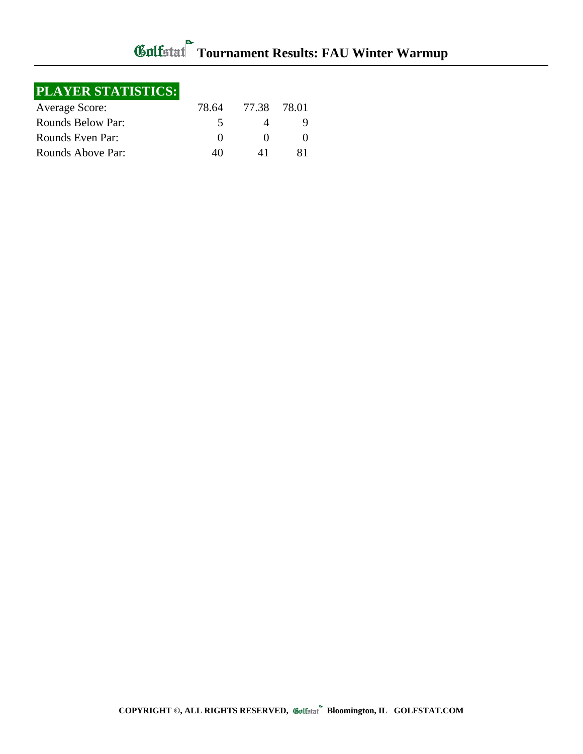# Golfstat Tournament Results: FAU Winter Warmup

## PLAYER STATISTICS:

| | | | |
|---|---|---|---|
| Average Score: | 78.64 | 77.38 | 78.01 |
| Rounds Below Par: | 5 | 4 | 9 |
| Rounds Even Par: | 0 | 0 | 0 |
| Rounds Above Par: | 40 | 41 | 81 |

**COPYRIGHT ©, ALL RIGHTS RESERVED, Golfstat Bloomington, IL GOLFSTAT.COM**